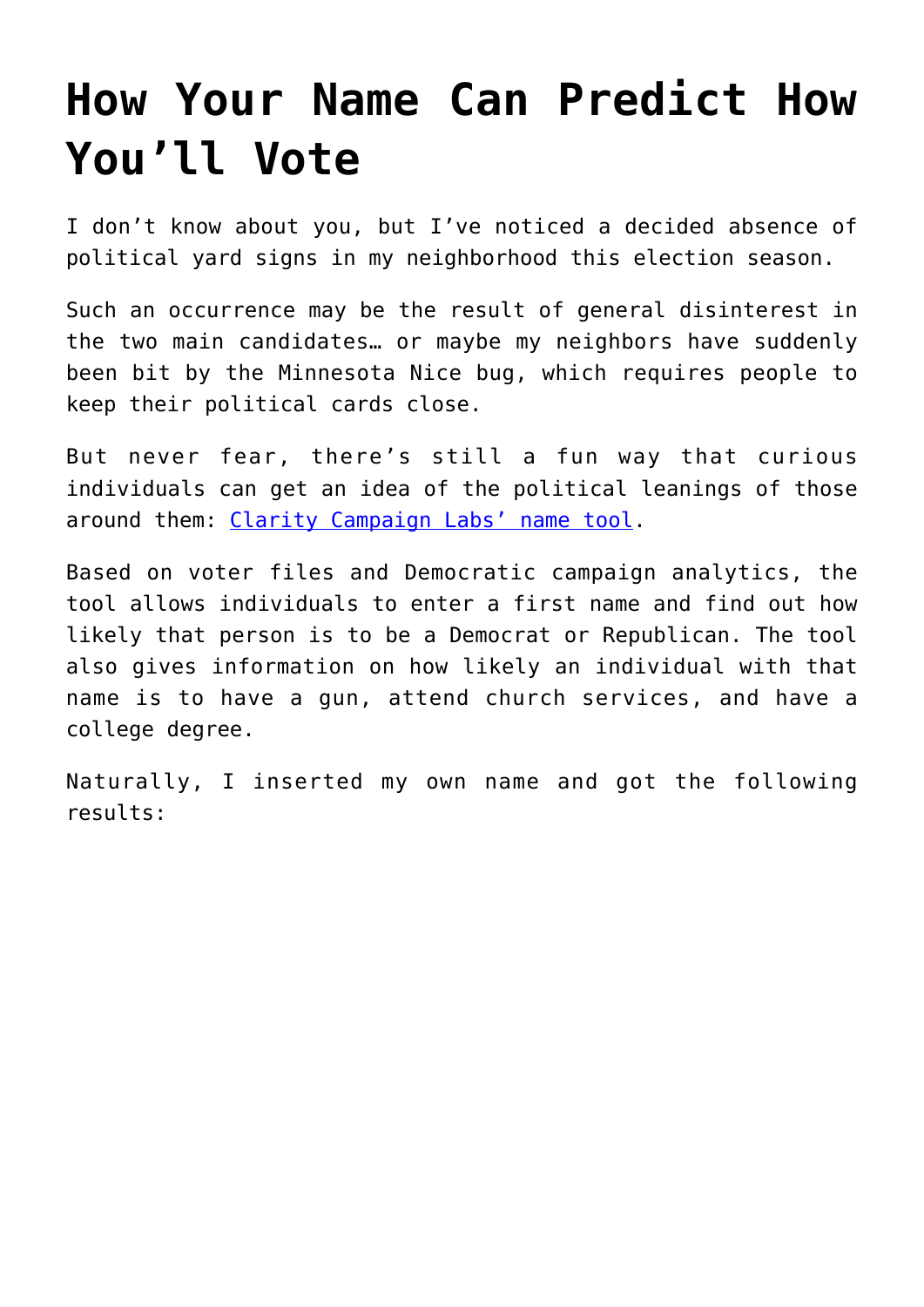# How Your Name Can Predict How You'll Vote

I don't know about you, but I've noticed a decided absence of political yard signs in my neighborhood this election season.

Such an occurrence may be the result of general disinterest in the two main candidates… or maybe my neighbors have suddenly been bit by the Minnesota Nice bug, which requires people to keep their political cards close.

But never fear, there's still a fun way that curious individuals can get an idea of the political leanings of those around them: [Clarity Campaign Labs' name tool](#).

Based on voter files and Democratic campaign analytics, the tool allows individuals to enter a first name and find out how likely that person is to be a Democrat or Republican. The tool also gives information on how likely an individual with that name is to have a gun, attend church services, and have a college degree.

Naturally, I inserted my own name and got the following results: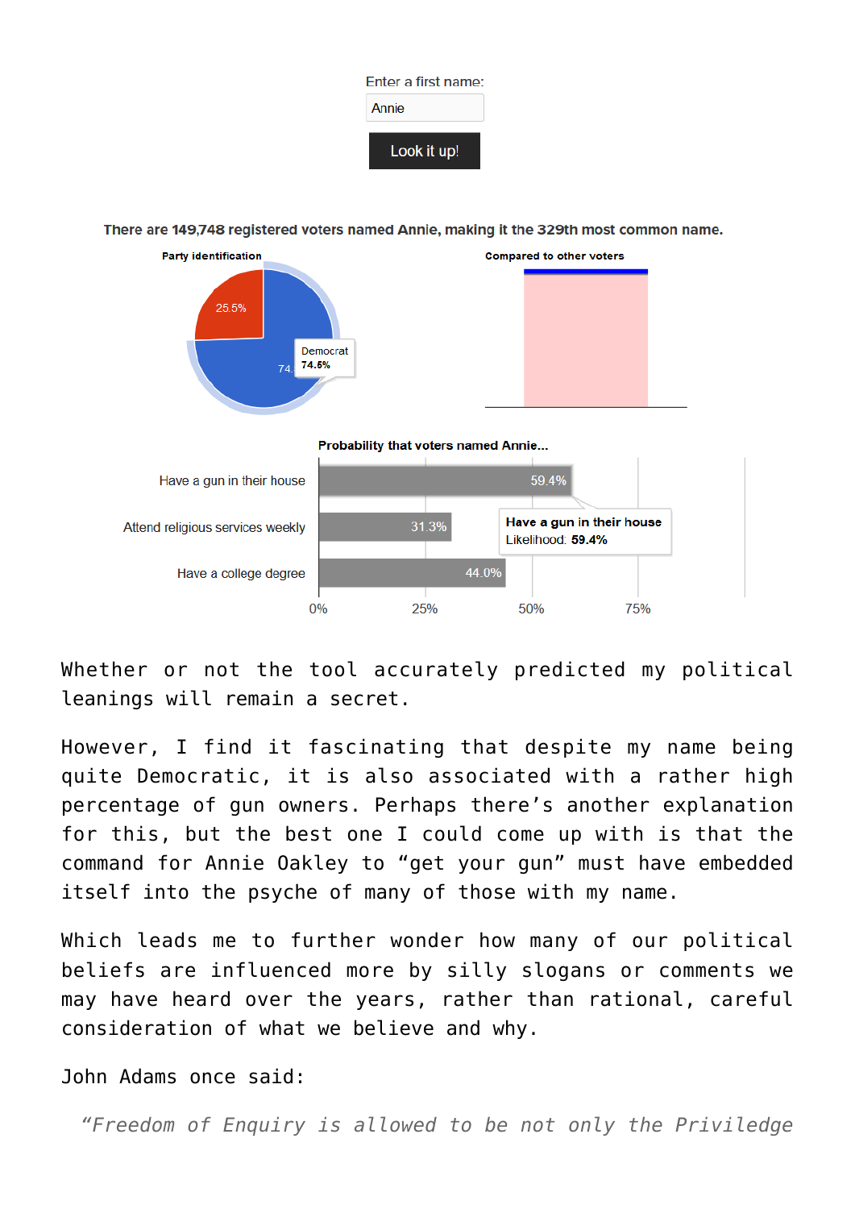Enter a first name:

Annie

Look it up!

There are 149,748 registered voters named Annie, making it the 329th most common name.

Party identification

25.5%

Democrat 74.5%

Compared to other voters

Probability that voters named Annie...

| | |
|---|---|
| Have a gun in their house | 59.4% |
| Attend religious services weekly | 31.3% |
| Have a college degree | 44.0% |

Have a gun in their house Likelihood: 59.4%

0% 25% 50% 75%

Whether or not the tool accurately predicted my political leanings will remain a secret.

However, I find it fascinating that despite my name being quite Democratic, it is also associated with a rather high percentage of gun owners. Perhaps there's another explanation for this, but the best one I could come up with is that the command for Annie Oakley to "get your gun" must have embedded itself into the psyche of many of those with my name.

Which leads me to further wonder how many of our political beliefs are influenced more by silly slogans or comments we may have heard over the years, rather than rational, careful consideration of what we believe and why.

John Adams once said:

> *"Freedom of Enquiry is allowed to be not only the Priviledge*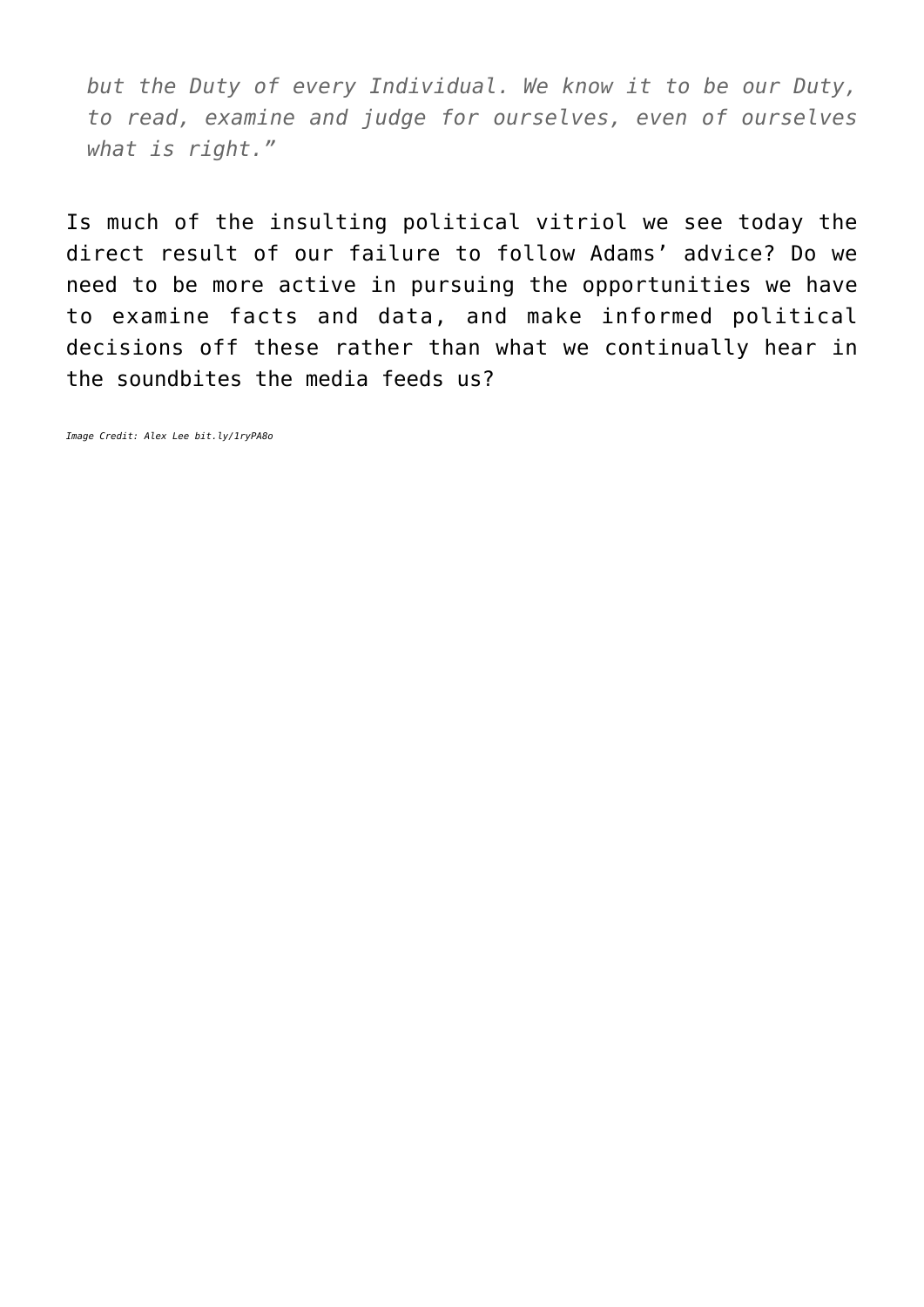> *but the Duty of every Individual. We know it to be our Duty, to read, examine and judge for ourselves, even of ourselves what is right."*

Is much of the insulting political vitriol we see today the direct result of our failure to follow Adams' advice? Do we need to be more active in pursuing the opportunities we have to examine facts and data, and make informed political decisions off these rather than what we continually hear in the soundbites the media feeds us?

*Image Credit: Alex Lee bit.ly/1ryPA8o*